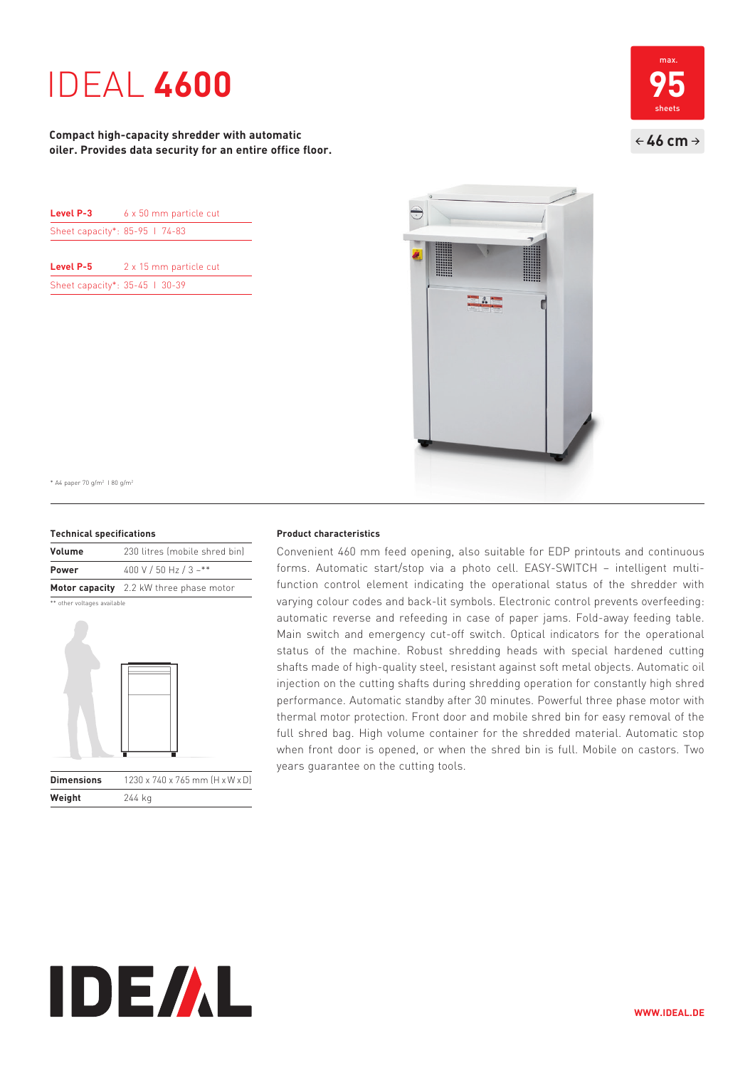# IDEAL **4600**

**Compact high-capacity shredder with automatic oiler. Provides data security for an entire office floor.**

max. **95** sheets

← **46 cm** →

| | |
|---|---|
| **Level P-3** | 6 x 50 mm particle cut |
| Sheet capacity*: 85-95 I 74-83 | |
| **Level P-5** | 2 x 15 mm particle cut |
| Sheet capacity*: 35-45 I 30-39 | |

* A4 paper 70 g/m² I 80 g/m²

### Technical specifications

| | |
|---|---|
| **Volume** | 230 litres (mobile shred bin) |
| **Power** | 400 V / 50 Hz / 3 ~** |
| **Motor capacity** | 2.2 kW three phase motor |

** other voltages available

| | |
|---|---|
| **Dimensions** | 1230 x 740 x 765 mm (H x W x D) |
| **Weight** | 244 kg |

### Product characteristics

Convenient 460 mm feed opening, also suitable for EDP printouts and continuous forms. Automatic start/stop via a photo cell. EASY-SWITCH – intelligent multi-function control element indicating the operational status of the shredder with varying colour codes and back-lit symbols. Electronic control prevents overfeeding: automatic reverse and refeeding in case of paper jams. Fold-away feeding table. Main switch and emergency cut-off switch. Optical indicators for the operational status of the machine. Robust shredding heads with special hardened cutting shafts made of high-quality steel, resistant against soft metal objects. Automatic oil injection on the cutting shafts during shredding operation for constantly high shred performance. Automatic standby after 30 minutes. Powerful three phase motor with thermal motor protection. Front door and mobile shred bin for easy removal of the full shred bag. High volume container for the shredded material. Automatic stop when front door is opened, or when the shred bin is full. Mobile on castors. Two years guarantee on the cutting tools.

IDEAL

WWW.IDEAL.DE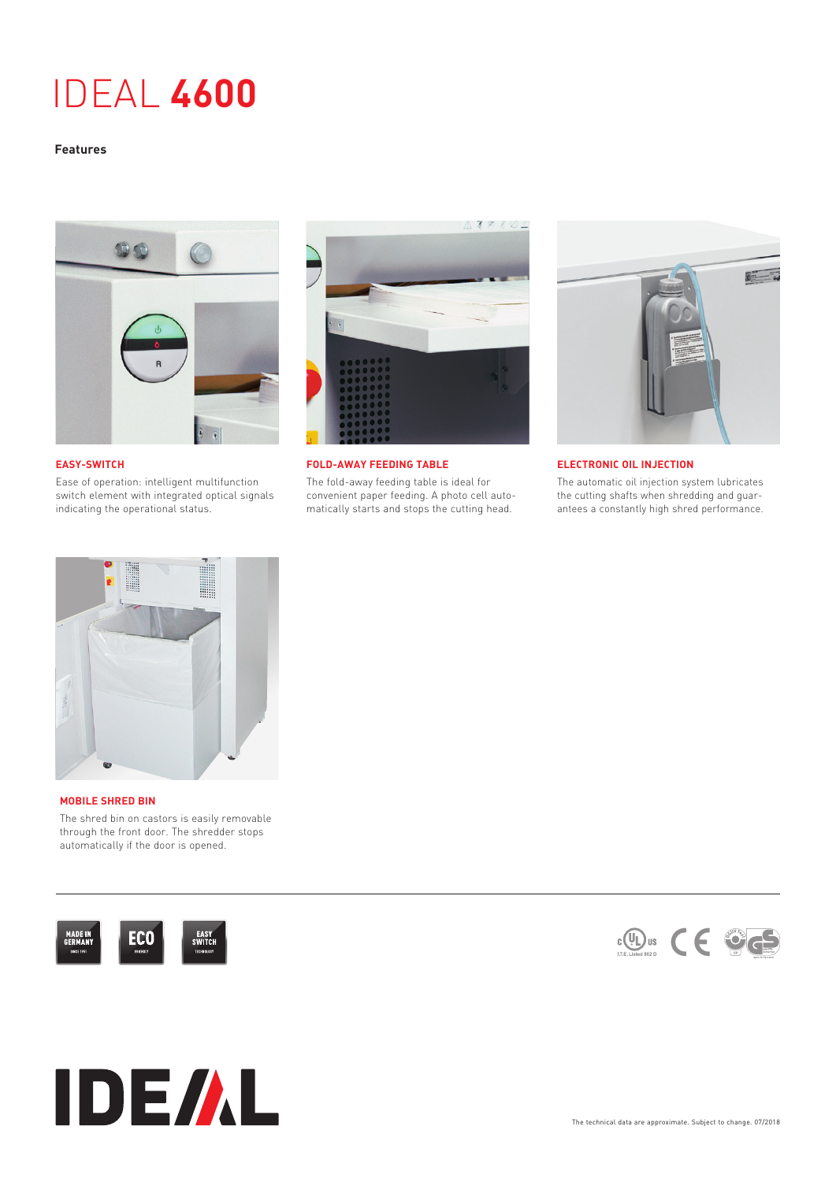# IDEAL 4600

**Features**

### EASY-SWITCH

Ease of operation: intelligent multifunction switch element with integrated optical signals indicating the operational status.

### FOLD-AWAY FEEDING TABLE

The fold-away feeding table is ideal for convenient paper feeding. A photo cell automatically starts and stops the cutting head.

### ELECTRONIC OIL INJECTION

The automatic oil injection system lubricates the cutting shafts when shredding and guarantees a constantly high shred performance.

### MOBILE SHRED BIN

The shred bin on castors is easily removable through the front door. The shredder stops automatically if the door is opened.

The technical data are approximate. Subject to change. 07/2018